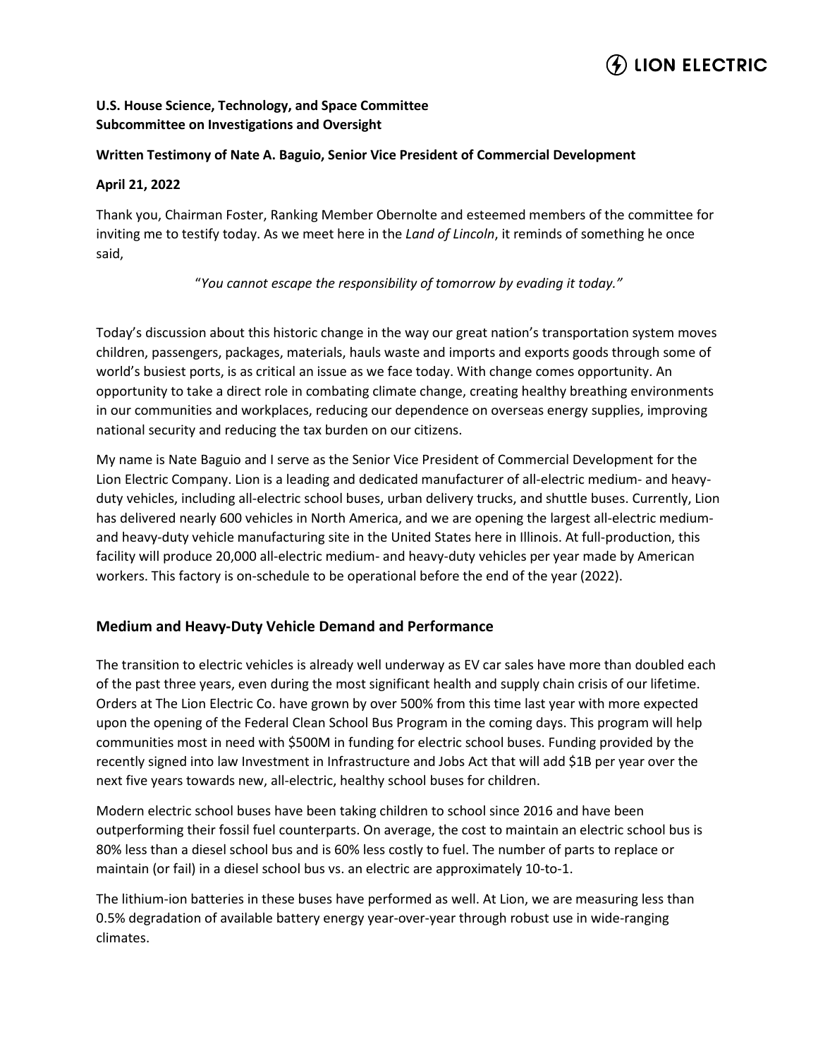**U.S. House Science, Technology, and Space Committee**
**Subcommittee on Investigations and Oversight**

**Written Testimony of Nate A. Baguio, Senior Vice President of Commercial Development**

**April 21, 2022**

Thank you, Chairman Foster, Ranking Member Obernolte and esteemed members of the committee for inviting me to testify today. As we meet here in the *Land of Lincoln*, it reminds of something he once said,

"*You cannot escape the responsibility of tomorrow by evading it today."*

Today's discussion about this historic change in the way our great nation's transportation system moves children, passengers, packages, materials, hauls waste and imports and exports goods through some of world's busiest ports, is as critical an issue as we face today. With change comes opportunity. An opportunity to take a direct role in combating climate change, creating healthy breathing environments in our communities and workplaces, reducing our dependence on overseas energy supplies, improving national security and reducing the tax burden on our citizens.

My name is Nate Baguio and I serve as the Senior Vice President of Commercial Development for the Lion Electric Company. Lion is a leading and dedicated manufacturer of all-electric medium- and heavy-duty vehicles, including all-electric school buses, urban delivery trucks, and shuttle buses. Currently, Lion has delivered nearly 600 vehicles in North America, and we are opening the largest all-electric medium- and heavy-duty vehicle manufacturing site in the United States here in Illinois. At full-production, this facility will produce 20,000 all-electric medium- and heavy-duty vehicles per year made by American workers. This factory is on-schedule to be operational before the end of the year (2022).

## Medium and Heavy-Duty Vehicle Demand and Performance

The transition to electric vehicles is already well underway as EV car sales have more than doubled each of the past three years, even during the most significant health and supply chain crisis of our lifetime. Orders at The Lion Electric Co. have grown by over 500% from this time last year with more expected upon the opening of the Federal Clean School Bus Program in the coming days. This program will help communities most in need with $500M in funding for electric school buses. Funding provided by the recently signed into law Investment in Infrastructure and Jobs Act that will add $1B per year over the next five years towards new, all-electric, healthy school buses for children.

Modern electric school buses have been taking children to school since 2016 and have been outperforming their fossil fuel counterparts. On average, the cost to maintain an electric school bus is 80% less than a diesel school bus and is 60% less costly to fuel. The number of parts to replace or maintain (or fail) in a diesel school bus vs. an electric are approximately 10-to-1.

The lithium-ion batteries in these buses have performed as well. At Lion, we are measuring less than 0.5% degradation of available battery energy year-over-year through robust use in wide-ranging climates.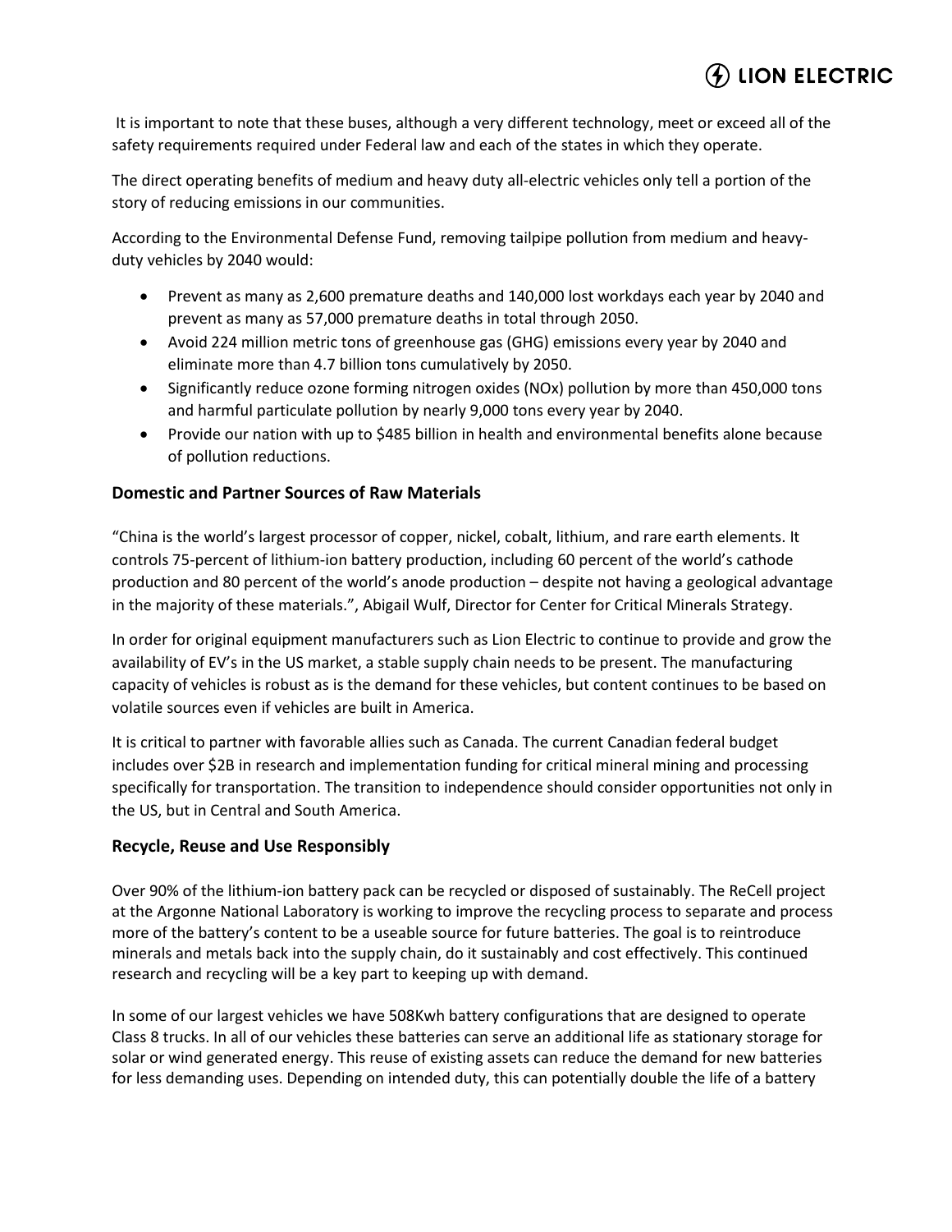It is important to note that these buses, although a very different technology, meet or exceed all of the safety requirements required under Federal law and each of the states in which they operate.

The direct operating benefits of medium and heavy duty all-electric vehicles only tell a portion of the story of reducing emissions in our communities.

According to the Environmental Defense Fund, removing tailpipe pollution from medium and heavy-duty vehicles by 2040 would:

- Prevent as many as 2,600 premature deaths and 140,000 lost workdays each year by 2040 and prevent as many as 57,000 premature deaths in total through 2050.
- Avoid 224 million metric tons of greenhouse gas (GHG) emissions every year by 2040 and eliminate more than 4.7 billion tons cumulatively by 2050.
- Significantly reduce ozone forming nitrogen oxides (NOx) pollution by more than 450,000 tons and harmful particulate pollution by nearly 9,000 tons every year by 2040.
- Provide our nation with up to $485 billion in health and environmental benefits alone because of pollution reductions.

### Domestic and Partner Sources of Raw Materials

"China is the world's largest processor of copper, nickel, cobalt, lithium, and rare earth elements. It controls 75-percent of lithium-ion battery production, including 60 percent of the world's cathode production and 80 percent of the world's anode production – despite not having a geological advantage in the majority of these materials.", Abigail Wulf, Director for Center for Critical Minerals Strategy.

In order for original equipment manufacturers such as Lion Electric to continue to provide and grow the availability of EV's in the US market, a stable supply chain needs to be present. The manufacturing capacity of vehicles is robust as is the demand for these vehicles, but content continues to be based on volatile sources even if vehicles are built in America.

It is critical to partner with favorable allies such as Canada. The current Canadian federal budget includes over $2B in research and implementation funding for critical mineral mining and processing specifically for transportation. The transition to independence should consider opportunities not only in the US, but in Central and South America.

### Recycle, Reuse and Use Responsibly

Over 90% of the lithium-ion battery pack can be recycled or disposed of sustainably. The ReCell project at the Argonne National Laboratory is working to improve the recycling process to separate and process more of the battery's content to be a useable source for future batteries. The goal is to reintroduce minerals and metals back into the supply chain, do it sustainably and cost effectively. This continued research and recycling will be a key part to keeping up with demand.

In some of our largest vehicles we have 508Kwh battery configurations that are designed to operate Class 8 trucks. In all of our vehicles these batteries can serve an additional life as stationary storage for solar or wind generated energy. This reuse of existing assets can reduce the demand for new batteries for less demanding uses. Depending on intended duty, this can potentially double the life of a battery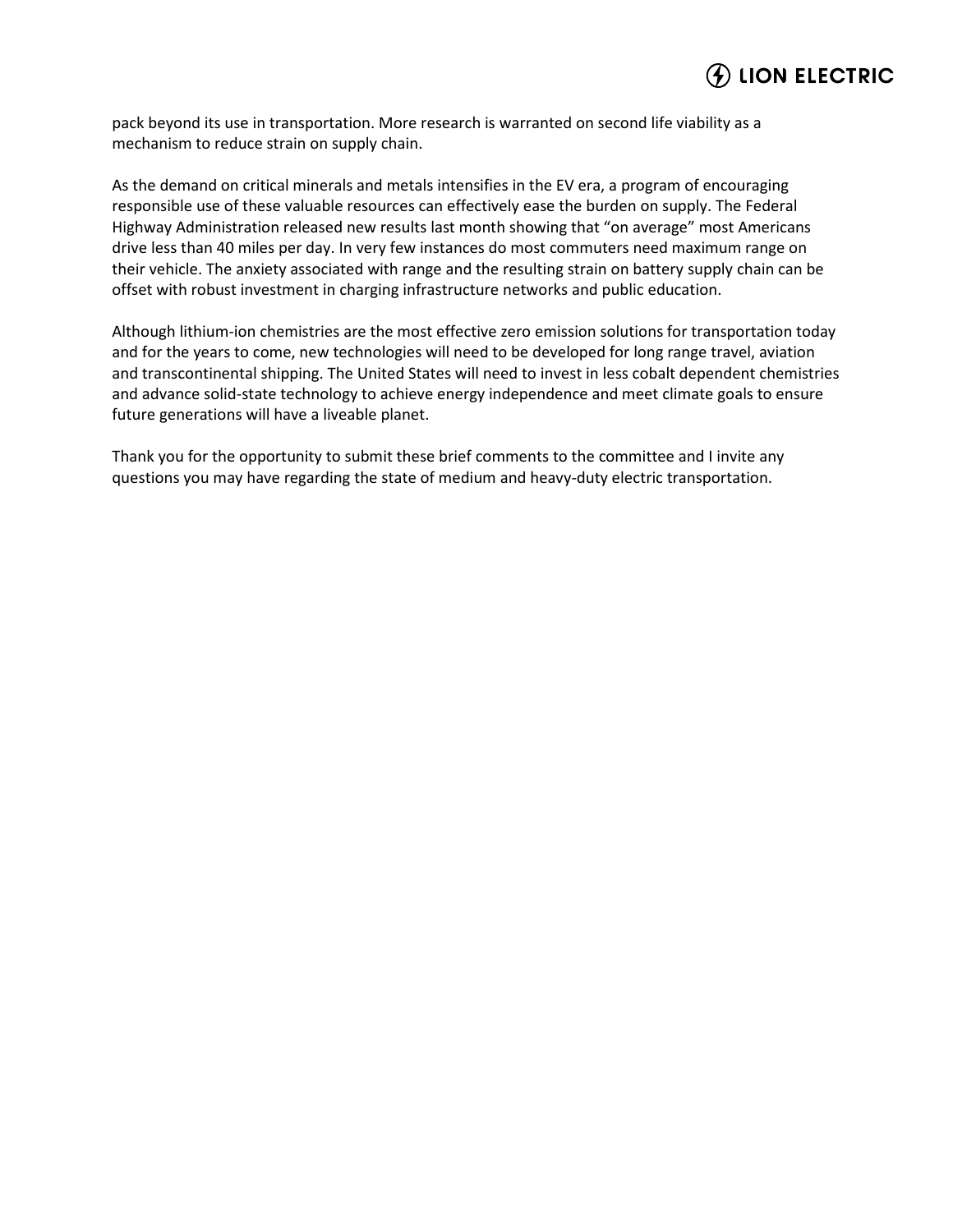pack beyond its use in transportation. More research is warranted on second life viability as a mechanism to reduce strain on supply chain.

As the demand on critical minerals and metals intensifies in the EV era, a program of encouraging responsible use of these valuable resources can effectively ease the burden on supply. The Federal Highway Administration released new results last month showing that “on average” most Americans drive less than 40 miles per day. In very few instances do most commuters need maximum range on their vehicle. The anxiety associated with range and the resulting strain on battery supply chain can be offset with robust investment in charging infrastructure networks and public education.

Although lithium-ion chemistries are the most effective zero emission solutions for transportation today and for the years to come, new technologies will need to be developed for long range travel, aviation and transcontinental shipping. The United States will need to invest in less cobalt dependent chemistries and advance solid-state technology to achieve energy independence and meet climate goals to ensure future generations will have a liveable planet.

Thank you for the opportunity to submit these brief comments to the committee and I invite any questions you may have regarding the state of medium and heavy-duty electric transportation.